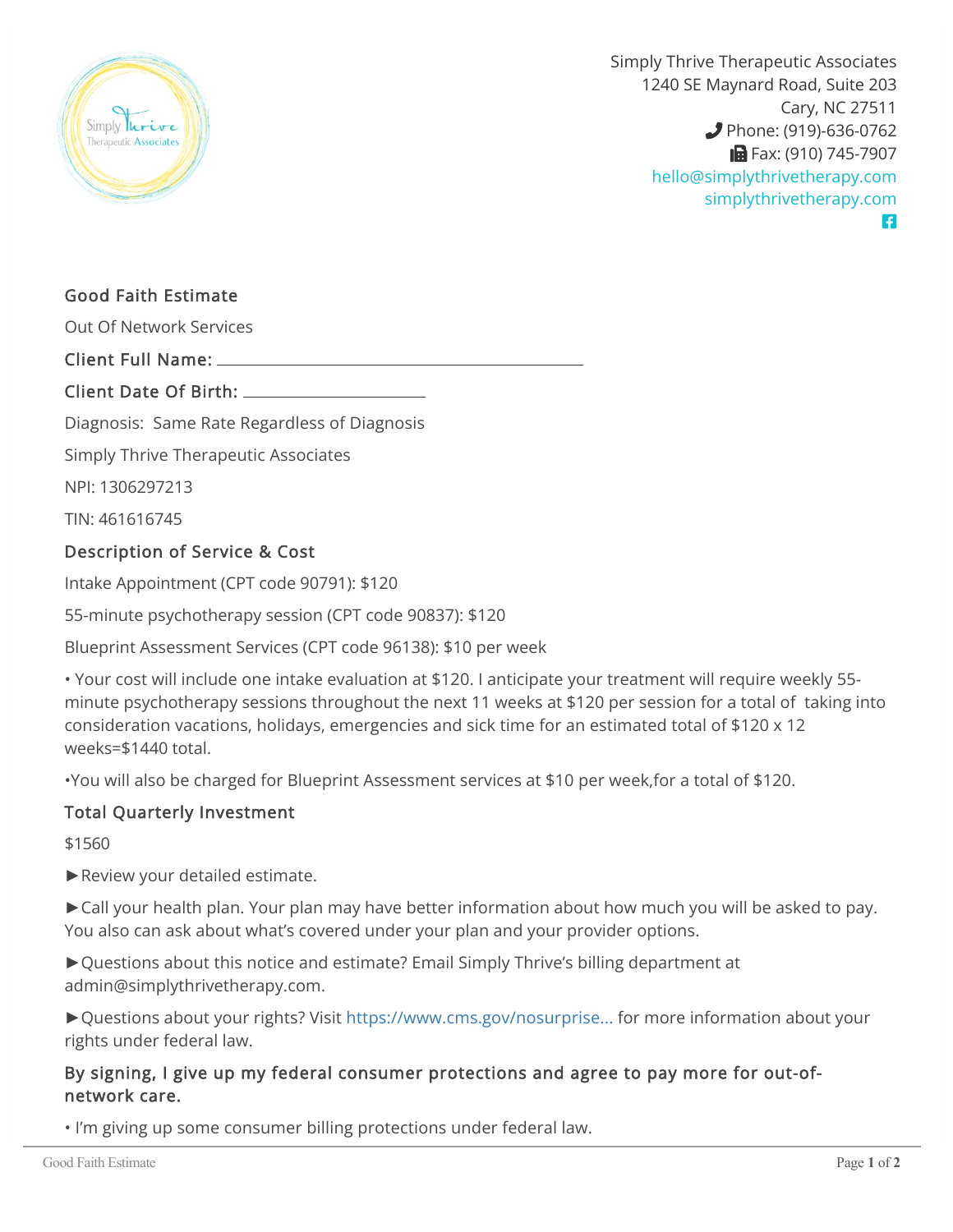Simply Thrive Therapeutic Associates
1240 SE Maynard Road, Suite 203
Cary, NC 27511
Phone: (919)-636-0762
Fax: (910) 745-7907
hello@simplythrivetherapy.com
simplythrivetherapy.com

## Good Faith Estimate

Out Of Network Services

**Client Full Name:** ______________________________

**Client Date Of Birth:** _______________

Diagnosis: Same Rate Regardless of Diagnosis

Simply Thrive Therapeutic Associates

NPI: 1306297213

TIN: 461616745

### Description of Service & Cost

Intake Appointment (CPT code 90791): $120

55-minute psychotherapy session (CPT code 90837): $120

Blueprint Assessment Services (CPT code 96138): $10 per week

• Your cost will include one intake evaluation at $120. I anticipate your treatment will require weekly 55-minute psychotherapy sessions throughout the next 11 weeks at $120 per session for a total of taking into consideration vacations, holidays, emergencies and sick time for an estimated total of $120 x 12 weeks=$1440 total.

•You will also be charged for Blueprint Assessment services at $10 per week,for a total of $120.

### Total Quarterly Investment

$1560

►Review your detailed estimate.

►Call your health plan. Your plan may have better information about how much you will be asked to pay. You also can ask about what's covered under your plan and your provider options.

►Questions about this notice and estimate? Email Simply Thrive's billing department at admin@simplythrivetherapy.com.

►Questions about your rights? Visit https://www.cms.gov/nosurprise... for more information about your rights under federal law.

### By signing, I give up my federal consumer protections and agree to pay more for out-of-network care.

• I'm giving up some consumer billing protections under federal law.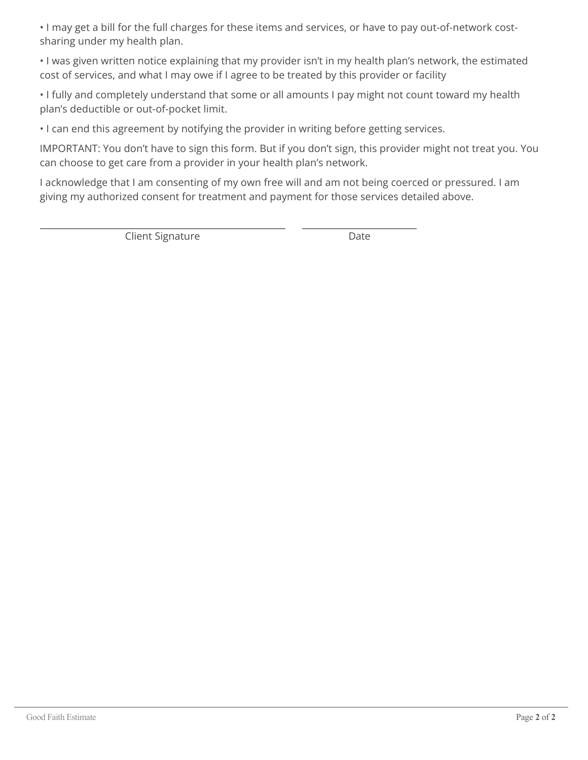• I may get a bill for the full charges for these items and services, or have to pay out-of-network cost-sharing under my health plan.

• I was given written notice explaining that my provider isn't in my health plan's network, the estimated cost of services, and what I may owe if I agree to be treated by this provider or facility

• I fully and completely understand that some or all amounts I pay might not count toward my health plan's deductible or out-of-pocket limit.

• I can end this agreement by notifying the provider in writing before getting services.

IMPORTANT: You don't have to sign this form. But if you don't sign, this provider might not treat you. You can choose to get care from a provider in your health plan's network.

I acknowledge that I am consenting of my own free will and am not being coerced or pressured. I am giving my authorized consent for treatment and payment for those services detailed above.

\_\_\_\_\_\_\_\_\_\_\_\_\_\_\_\_\_\_\_\_\_\_\_\_\_\_\_\_\_\_\_\_ \_\_\_\_\_\_\_\_\_\_\_\_\_\_\_\_

Client Signature Date